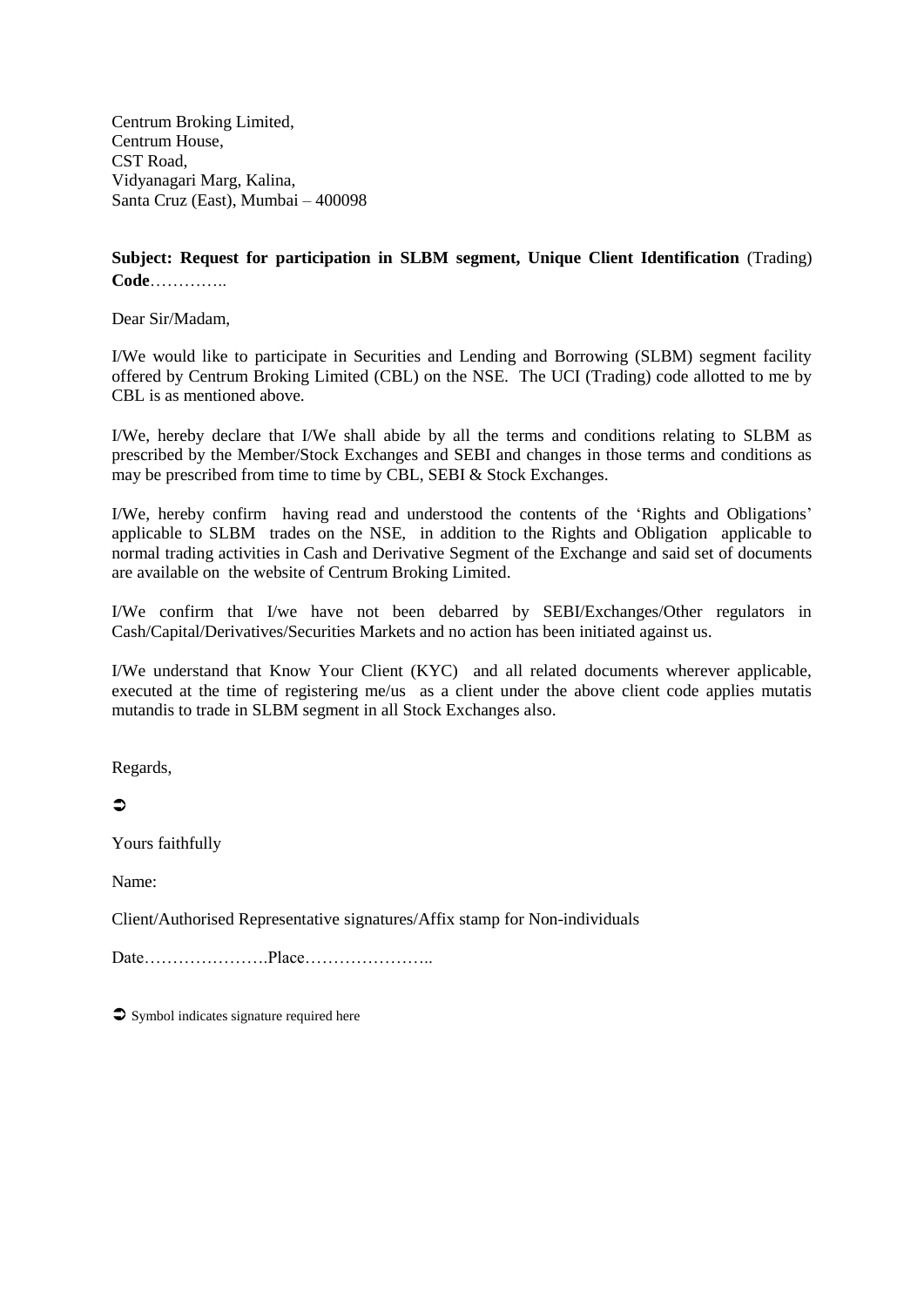Centrum Broking Limited,
Centrum House,
CST Road,
Vidyanagari Marg, Kalina,
Santa Cruz (East), Mumbai – 400098

**Subject: Request for participation in SLBM segment, Unique Client Identification** (Trading) **Code**…………..

Dear Sir/Madam,

I/We would like to participate in Securities and Lending and Borrowing (SLBM) segment facility offered by Centrum Broking Limited (CBL) on the NSE. The UCI (Trading) code allotted to me by CBL is as mentioned above.

I/We, hereby declare that I/We shall abide by all the terms and conditions relating to SLBM as prescribed by the Member/Stock Exchanges and SEBI and changes in those terms and conditions as may be prescribed from time to time by CBL, SEBI & Stock Exchanges.

I/We, hereby confirm having read and understood the contents of the 'Rights and Obligations' applicable to SLBM trades on the NSE, in addition to the Rights and Obligation applicable to normal trading activities in Cash and Derivative Segment of the Exchange and said set of documents are available on the website of Centrum Broking Limited.

I/We confirm that I/we have not been debarred by SEBI/Exchanges/Other regulators in Cash/Capital/Derivatives/Securities Markets and no action has been initiated against us.

I/We understand that Know Your Client (KYC) and all related documents wherever applicable, executed at the time of registering me/us as a client under the above client code applies mutatis mutandis to trade in SLBM segment in all Stock Exchanges also.

Regards,

➲

Yours faithfully

Name:

Client/Authorised Representative signatures/Affix stamp for Non-individuals

Date………………….Place…………………..

➲ Symbol indicates signature required here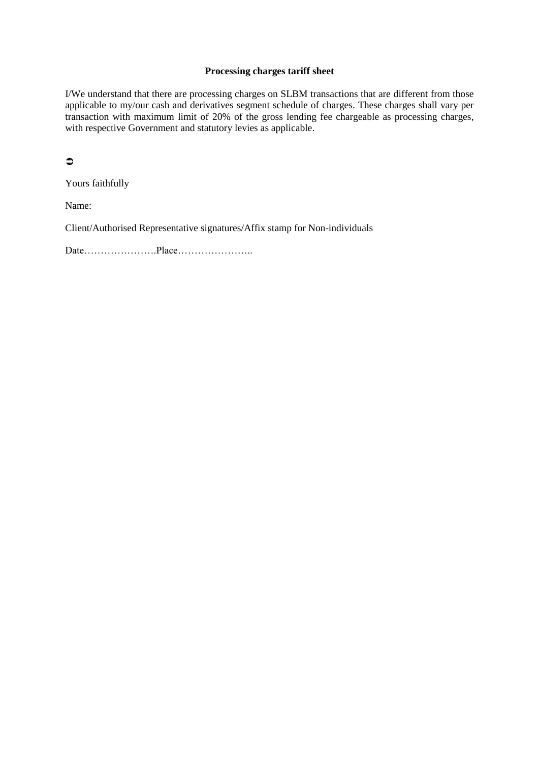**Processing charges tariff sheet**

I/We understand that there are processing charges on SLBM transactions that are different from those applicable to my/our cash and derivatives segment schedule of charges. These charges shall vary per transaction with maximum limit of 20% of the gross lending fee chargeable as processing charges, with respective Government and statutory levies as applicable.

➲

Yours faithfully

Name:

Client/Authorised Representative signatures/Affix stamp for Non-individuals

Date………………….Place…………………..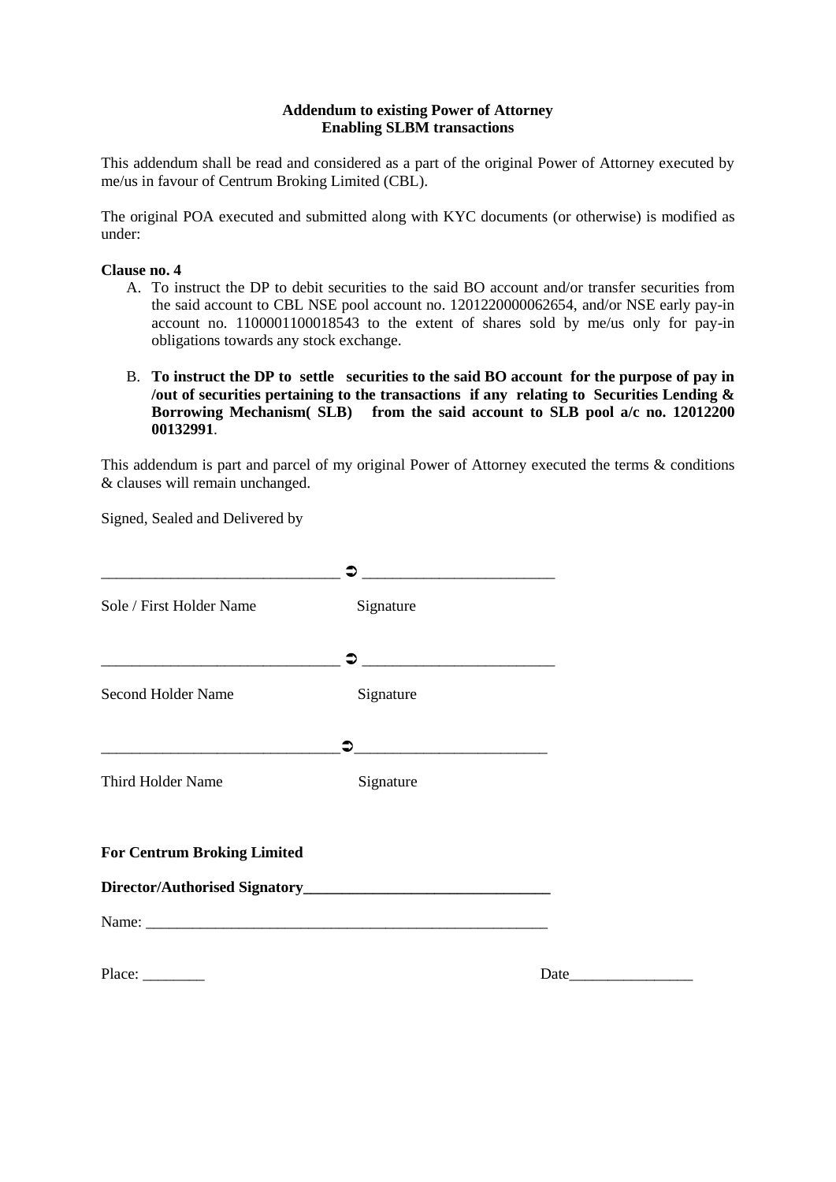**Addendum to existing Power of Attorney**
**Enabling SLBM transactions**

This addendum shall be read and considered as a part of the original Power of Attorney executed by me/us in favour of Centrum Broking Limited (CBL).

The original POA executed and submitted along with KYC documents (or otherwise) is modified as under:

**Clause no. 4**

A. To instruct the DP to debit securities to the said BO account and/or transfer securities from the said account to CBL NSE pool account no. 1201220000062654, and/or NSE early pay-in account no. 1100001100018543 to the extent of shares sold by me/us only for pay-in obligations towards any stock exchange.

B. **To instruct the DP to settle securities to the said BO account for the purpose of pay in /out of securities pertaining to the transactions if any relating to Securities Lending & Borrowing Mechanism( SLB) from the said account to SLB pool a/c no. 12012200 00132991**.

This addendum is part and parcel of my original Power of Attorney executed the terms & conditions & clauses will remain unchanged.

Signed, Sealed and Delivered by

______________________________ ➲ ________________________

Sole / First Holder Name Signature

______________________________ ➲ ________________________

Second Holder Name Signature

______________________________ ➲ ________________________

Third Holder Name Signature

**For Centrum Broking Limited**

**Director/Authorised Signatory________________________________**

Name: ______________________________________________________

Place: ________ Date________________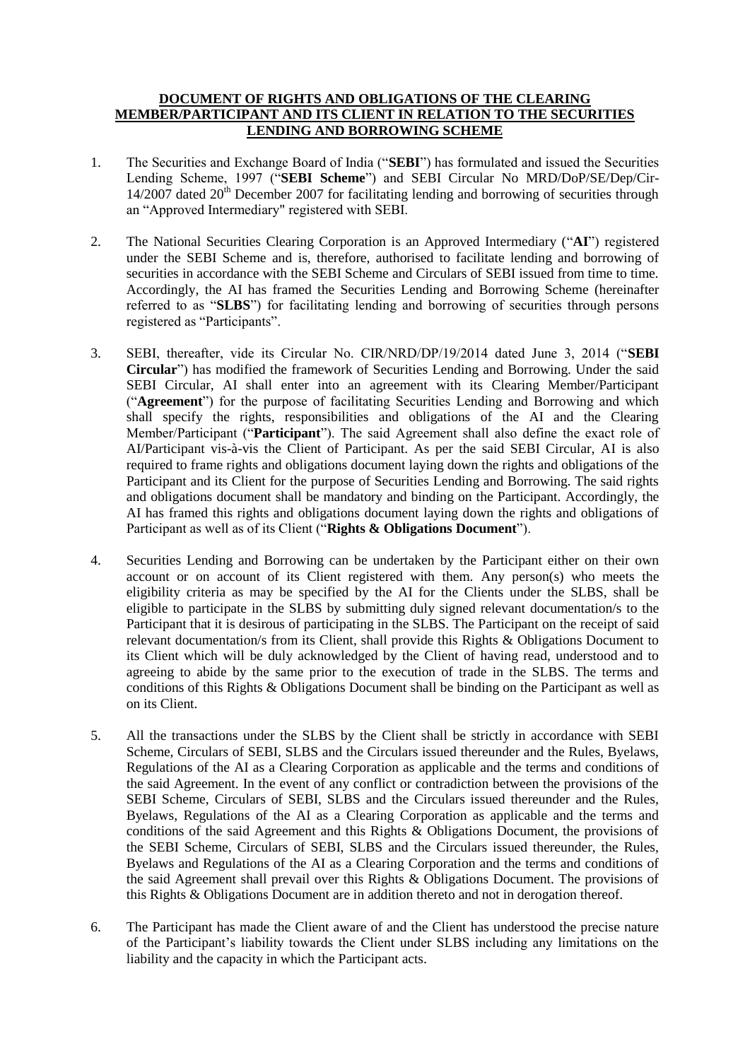**DOCUMENT OF RIGHTS AND OBLIGATIONS OF THE CLEARING MEMBER/PARTICIPANT AND ITS CLIENT IN RELATION TO THE SECURITIES LENDING AND BORROWING SCHEME**

1. The Securities and Exchange Board of India ("**SEBI**") has formulated and issued the Securities Lending Scheme, 1997 ("**SEBI Scheme**") and SEBI Circular No MRD/DoP/SE/Dep/Cir-14/2007 dated 20th December 2007 for facilitating lending and borrowing of securities through an "Approved Intermediary" registered with SEBI.

2. The National Securities Clearing Corporation is an Approved Intermediary ("**AI**") registered under the SEBI Scheme and is, therefore, authorised to facilitate lending and borrowing of securities in accordance with the SEBI Scheme and Circulars of SEBI issued from time to time. Accordingly, the AI has framed the Securities Lending and Borrowing Scheme (hereinafter referred to as "**SLBS**") for facilitating lending and borrowing of securities through persons registered as "Participants".

3. SEBI, thereafter, vide its Circular No. CIR/NRD/DP/19/2014 dated June 3, 2014 ("**SEBI Circular**") has modified the framework of Securities Lending and Borrowing. Under the said SEBI Circular, AI shall enter into an agreement with its Clearing Member/Participant ("**Agreement**") for the purpose of facilitating Securities Lending and Borrowing and which shall specify the rights, responsibilities and obligations of the AI and the Clearing Member/Participant ("**Participant**"). The said Agreement shall also define the exact role of AI/Participant vis-à-vis the Client of Participant. As per the said SEBI Circular, AI is also required to frame rights and obligations document laying down the rights and obligations of the Participant and its Client for the purpose of Securities Lending and Borrowing. The said rights and obligations document shall be mandatory and binding on the Participant. Accordingly, the AI has framed this rights and obligations document laying down the rights and obligations of Participant as well as of its Client ("**Rights & Obligations Document**").

4. Securities Lending and Borrowing can be undertaken by the Participant either on their own account or on account of its Client registered with them. Any person(s) who meets the eligibility criteria as may be specified by the AI for the Clients under the SLBS, shall be eligible to participate in the SLBS by submitting duly signed relevant documentation/s to the Participant that it is desirous of participating in the SLBS. The Participant on the receipt of said relevant documentation/s from its Client, shall provide this Rights & Obligations Document to its Client which will be duly acknowledged by the Client of having read, understood and to agreeing to abide by the same prior to the execution of trade in the SLBS. The terms and conditions of this Rights & Obligations Document shall be binding on the Participant as well as on its Client.

5. All the transactions under the SLBS by the Client shall be strictly in accordance with SEBI Scheme, Circulars of SEBI, SLBS and the Circulars issued thereunder and the Rules, Byelaws, Regulations of the AI as a Clearing Corporation as applicable and the terms and conditions of the said Agreement. In the event of any conflict or contradiction between the provisions of the SEBI Scheme, Circulars of SEBI, SLBS and the Circulars issued thereunder and the Rules, Byelaws, Regulations of the AI as a Clearing Corporation as applicable and the terms and conditions of the said Agreement and this Rights & Obligations Document, the provisions of the SEBI Scheme, Circulars of SEBI, SLBS and the Circulars issued thereunder, the Rules, Byelaws and Regulations of the AI as a Clearing Corporation and the terms and conditions of the said Agreement shall prevail over this Rights & Obligations Document. The provisions of this Rights & Obligations Document are in addition thereto and not in derogation thereof.

6. The Participant has made the Client aware of and the Client has understood the precise nature of the Participant's liability towards the Client under SLBS including any limitations on the liability and the capacity in which the Participant acts.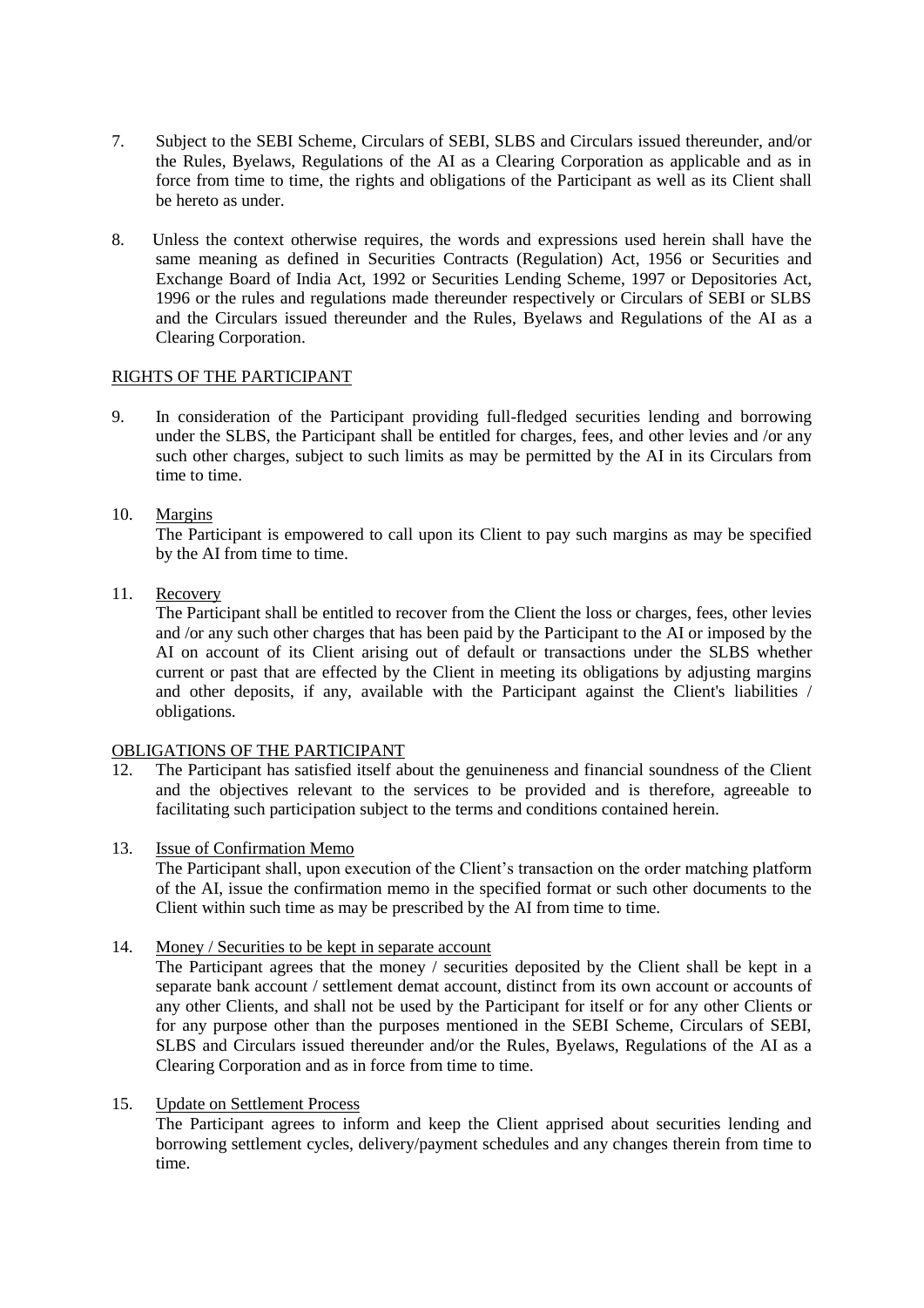7. Subject to the SEBI Scheme, Circulars of SEBI, SLBS and Circulars issued thereunder, and/or the Rules, Byelaws, Regulations of the AI as a Clearing Corporation as applicable and as in force from time to time, the rights and obligations of the Participant as well as its Client shall be hereto as under.

8. Unless the context otherwise requires, the words and expressions used herein shall have the same meaning as defined in Securities Contracts (Regulation) Act, 1956 or Securities and Exchange Board of India Act, 1992 or Securities Lending Scheme, 1997 or Depositories Act, 1996 or the rules and regulations made thereunder respectively or Circulars of SEBI or SLBS and the Circulars issued thereunder and the Rules, Byelaws and Regulations of the AI as a Clearing Corporation.

<u>RIGHTS OF THE PARTICIPANT</u>

9. In consideration of the Participant providing full-fledged securities lending and borrowing under the SLBS, the Participant shall be entitled for charges, fees, and other levies and /or any such other charges, subject to such limits as may be permitted by the AI in its Circulars from time to time.

10. <u>Margins</u>
    The Participant is empowered to call upon its Client to pay such margins as may be specified by the AI from time to time.

11. <u>Recovery</u>
    The Participant shall be entitled to recover from the Client the loss or charges, fees, other levies and /or any such other charges that has been paid by the Participant to the AI or imposed by the AI on account of its Client arising out of default or transactions under the SLBS whether current or past that are effected by the Client in meeting its obligations by adjusting margins and other deposits, if any, available with the Participant against the Client's liabilities / obligations.

<u>OBLIGATIONS OF THE PARTICIPANT</u>

12. The Participant has satisfied itself about the genuineness and financial soundness of the Client and the objectives relevant to the services to be provided and is therefore, agreeable to facilitating such participation subject to the terms and conditions contained herein.

13. <u>Issue of Confirmation Memo</u>
    The Participant shall, upon execution of the Client's transaction on the order matching platform of the AI, issue the confirmation memo in the specified format or such other documents to the Client within such time as may be prescribed by the AI from time to time.

14. <u>Money / Securities to be kept in separate account</u>
    The Participant agrees that the money / securities deposited by the Client shall be kept in a separate bank account / settlement demat account, distinct from its own account or accounts of any other Clients, and shall not be used by the Participant for itself or for any other Clients or for any purpose other than the purposes mentioned in the SEBI Scheme, Circulars of SEBI, SLBS and Circulars issued thereunder and/or the Rules, Byelaws, Regulations of the AI as a Clearing Corporation and as in force from time to time.

15. <u>Update on Settlement Process</u>
    The Participant agrees to inform and keep the Client apprised about securities lending and borrowing settlement cycles, delivery/payment schedules and any changes therein from time to time.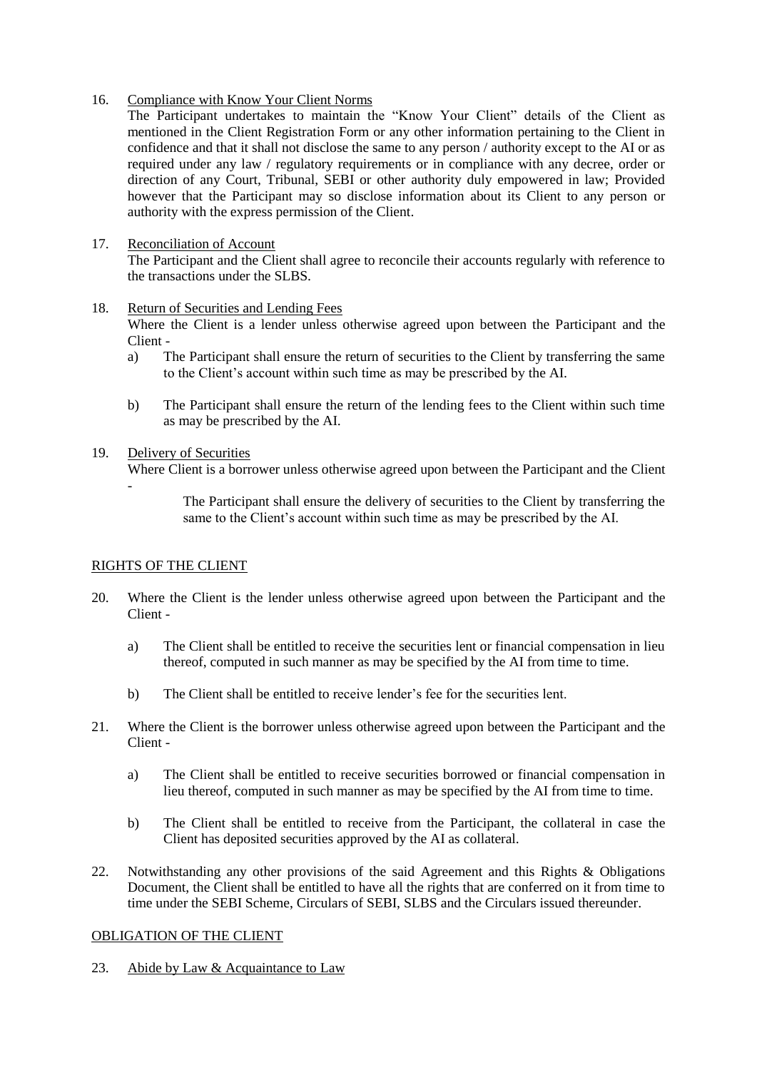16. Compliance with Know Your Client Norms

 The Participant undertakes to maintain the "Know Your Client" details of the Client as mentioned in the Client Registration Form or any other information pertaining to the Client in confidence and that it shall not disclose the same to any person / authority except to the AI or as required under any law / regulatory requirements or in compliance with any decree, order or direction of any Court, Tribunal, SEBI or other authority duly empowered in law; Provided however that the Participant may so disclose information about its Client to any person or authority with the express permission of the Client.

17. Reconciliation of Account

 The Participant and the Client shall agree to reconcile their accounts regularly with reference to the transactions under the SLBS.

18. Return of Securities and Lending Fees

 Where the Client is a lender unless otherwise agreed upon between the Participant and the Client -

 a) The Participant shall ensure the return of securities to the Client by transferring the same to the Client's account within such time as may be prescribed by the AI.

 b) The Participant shall ensure the return of the lending fees to the Client within such time as may be prescribed by the AI.

19. Delivery of Securities

 Where Client is a borrower unless otherwise agreed upon between the Participant and the Client -

 The Participant shall ensure the delivery of securities to the Client by transferring the same to the Client's account within such time as may be prescribed by the AI.

## RIGHTS OF THE CLIENT

20. Where the Client is the lender unless otherwise agreed upon between the Participant and the Client -

 a) The Client shall be entitled to receive the securities lent or financial compensation in lieu thereof, computed in such manner as may be specified by the AI from time to time.

 b) The Client shall be entitled to receive lender's fee for the securities lent.

21. Where the Client is the borrower unless otherwise agreed upon between the Participant and the Client -

 a) The Client shall be entitled to receive securities borrowed or financial compensation in lieu thereof, computed in such manner as may be specified by the AI from time to time.

 b) The Client shall be entitled to receive from the Participant, the collateral in case the Client has deposited securities approved by the AI as collateral.

22. Notwithstanding any other provisions of the said Agreement and this Rights & Obligations Document, the Client shall be entitled to have all the rights that are conferred on it from time to time under the SEBI Scheme, Circulars of SEBI, SLBS and the Circulars issued thereunder.

## OBLIGATION OF THE CLIENT

23. Abide by Law & Acquaintance to Law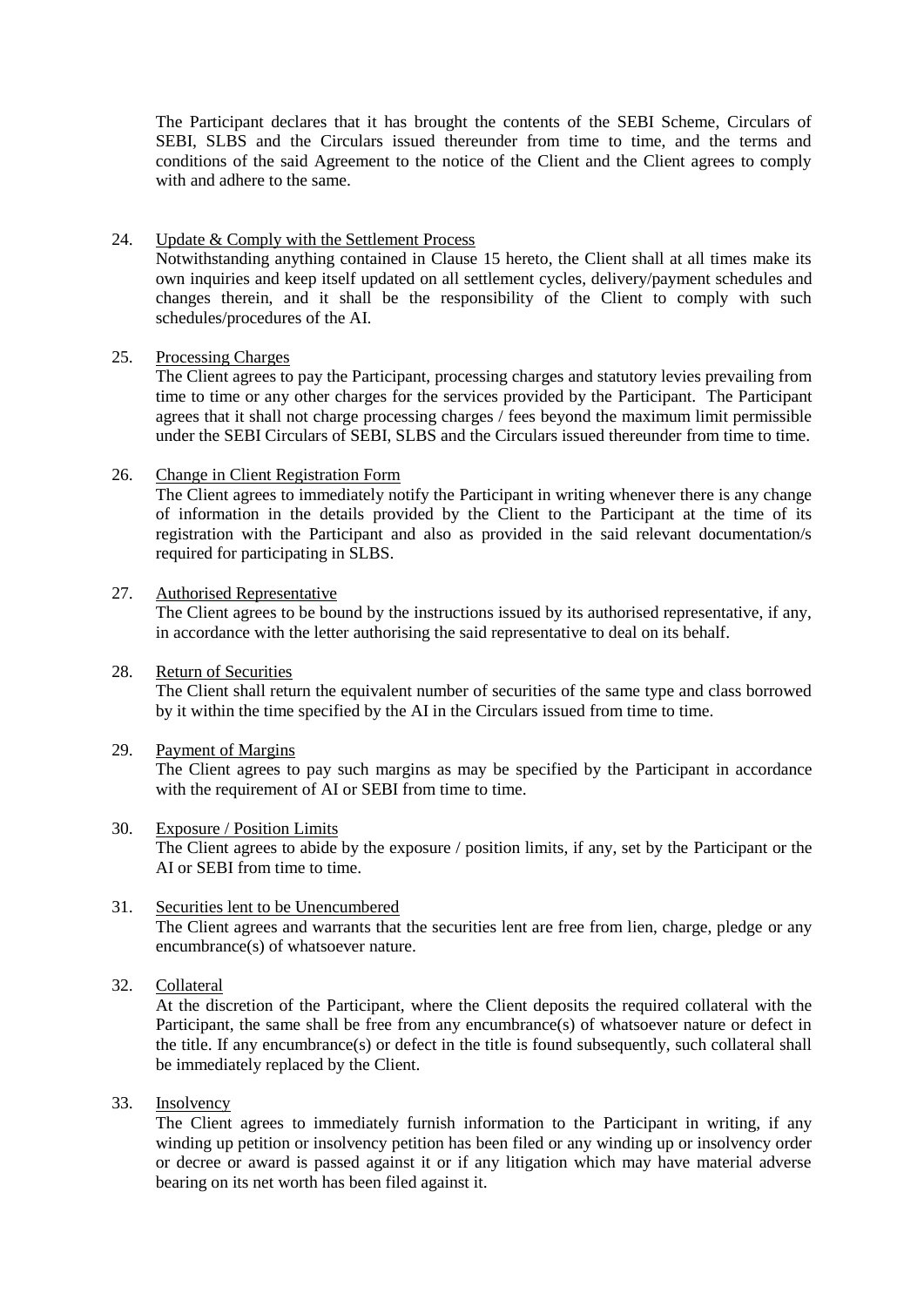The Participant declares that it has brought the contents of the SEBI Scheme, Circulars of SEBI, SLBS and the Circulars issued thereunder from time to time, and the terms and conditions of the said Agreement to the notice of the Client and the Client agrees to comply with and adhere to the same.

24. Update & Comply with the Settlement Process

Notwithstanding anything contained in Clause 15 hereto, the Client shall at all times make its own inquiries and keep itself updated on all settlement cycles, delivery/payment schedules and changes therein, and it shall be the responsibility of the Client to comply with such schedules/procedures of the AI.

25. Processing Charges

The Client agrees to pay the Participant, processing charges and statutory levies prevailing from time to time or any other charges for the services provided by the Participant. The Participant agrees that it shall not charge processing charges / fees beyond the maximum limit permissible under the SEBI Circulars of SEBI, SLBS and the Circulars issued thereunder from time to time.

26. Change in Client Registration Form

The Client agrees to immediately notify the Participant in writing whenever there is any change of information in the details provided by the Client to the Participant at the time of its registration with the Participant and also as provided in the said relevant documentation/s required for participating in SLBS.

27. Authorised Representative

The Client agrees to be bound by the instructions issued by its authorised representative, if any, in accordance with the letter authorising the said representative to deal on its behalf.

28. Return of Securities

The Client shall return the equivalent number of securities of the same type and class borrowed by it within the time specified by the AI in the Circulars issued from time to time.

29. Payment of Margins

The Client agrees to pay such margins as may be specified by the Participant in accordance with the requirement of AI or SEBI from time to time.

30. Exposure / Position Limits

The Client agrees to abide by the exposure / position limits, if any, set by the Participant or the AI or SEBI from time to time.

31. Securities lent to be Unencumbered

The Client agrees and warrants that the securities lent are free from lien, charge, pledge or any encumbrance(s) of whatsoever nature.

32. Collateral

At the discretion of the Participant, where the Client deposits the required collateral with the Participant, the same shall be free from any encumbrance(s) of whatsoever nature or defect in the title. If any encumbrance(s) or defect in the title is found subsequently, such collateral shall be immediately replaced by the Client.

33. Insolvency

The Client agrees to immediately furnish information to the Participant in writing, if any winding up petition or insolvency petition has been filed or any winding up or insolvency order or decree or award is passed against it or if any litigation which may have material adverse bearing on its net worth has been filed against it.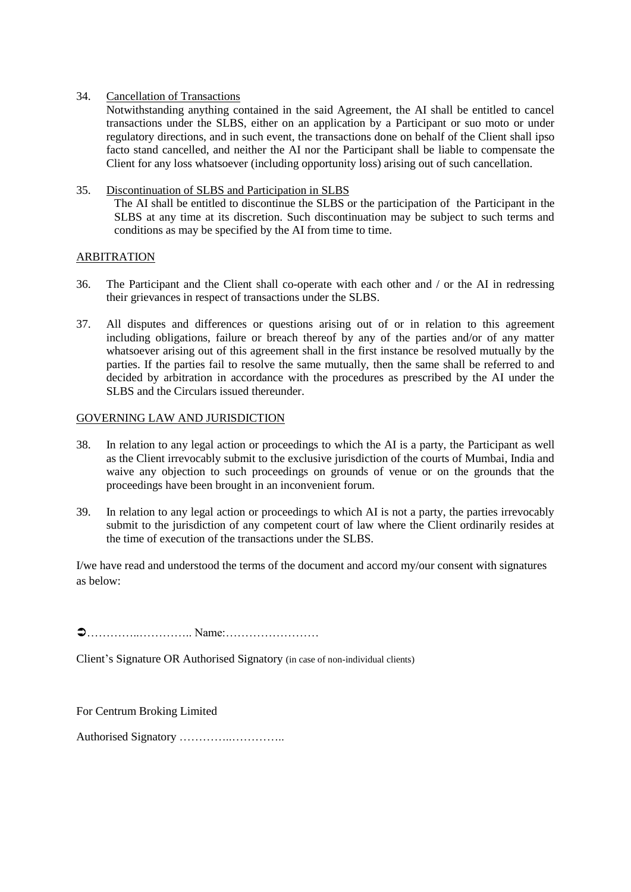34. Cancellation of Transactions

    Notwithstanding anything contained in the said Agreement, the AI shall be entitled to cancel transactions under the SLBS, either on an application by a Participant or suo moto or under regulatory directions, and in such event, the transactions done on behalf of the Client shall ipso facto stand cancelled, and neither the AI nor the Participant shall be liable to compensate the Client for any loss whatsoever (including opportunity loss) arising out of such cancellation.

35. Discontinuation of SLBS and Participation in SLBS

    The AI shall be entitled to discontinue the SLBS or the participation of the Participant in the SLBS at any time at its discretion. Such discontinuation may be subject to such terms and conditions as may be specified by the AI from time to time.

ARBITRATION

36. The Participant and the Client shall co-operate with each other and / or the AI in redressing their grievances in respect of transactions under the SLBS.

37. All disputes and differences or questions arising out of or in relation to this agreement including obligations, failure or breach thereof by any of the parties and/or of any matter whatsoever arising out of this agreement shall in the first instance be resolved mutually by the parties. If the parties fail to resolve the same mutually, then the same shall be referred to and decided by arbitration in accordance with the procedures as prescribed by the AI under the SLBS and the Circulars issued thereunder.

GOVERNING LAW AND JURISDICTION

38. In relation to any legal action or proceedings to which the AI is a party, the Participant as well as the Client irrevocably submit to the exclusive jurisdiction of the courts of Mumbai, India and waive any objection to such proceedings on grounds of venue or on the grounds that the proceedings have been brought in an inconvenient forum.

39. In relation to any legal action or proceedings to which AI is not a party, the parties irrevocably submit to the jurisdiction of any competent court of law where the Client ordinarily resides at the time of execution of the transactions under the SLBS.

I/we have read and understood the terms of the document and accord my/our consent with signatures as below:

➲…………..………….. Name:……………………

Client's Signature OR Authorised Signatory (in case of non-individual clients)

For Centrum Broking Limited

Authorised Signatory …………..…………..